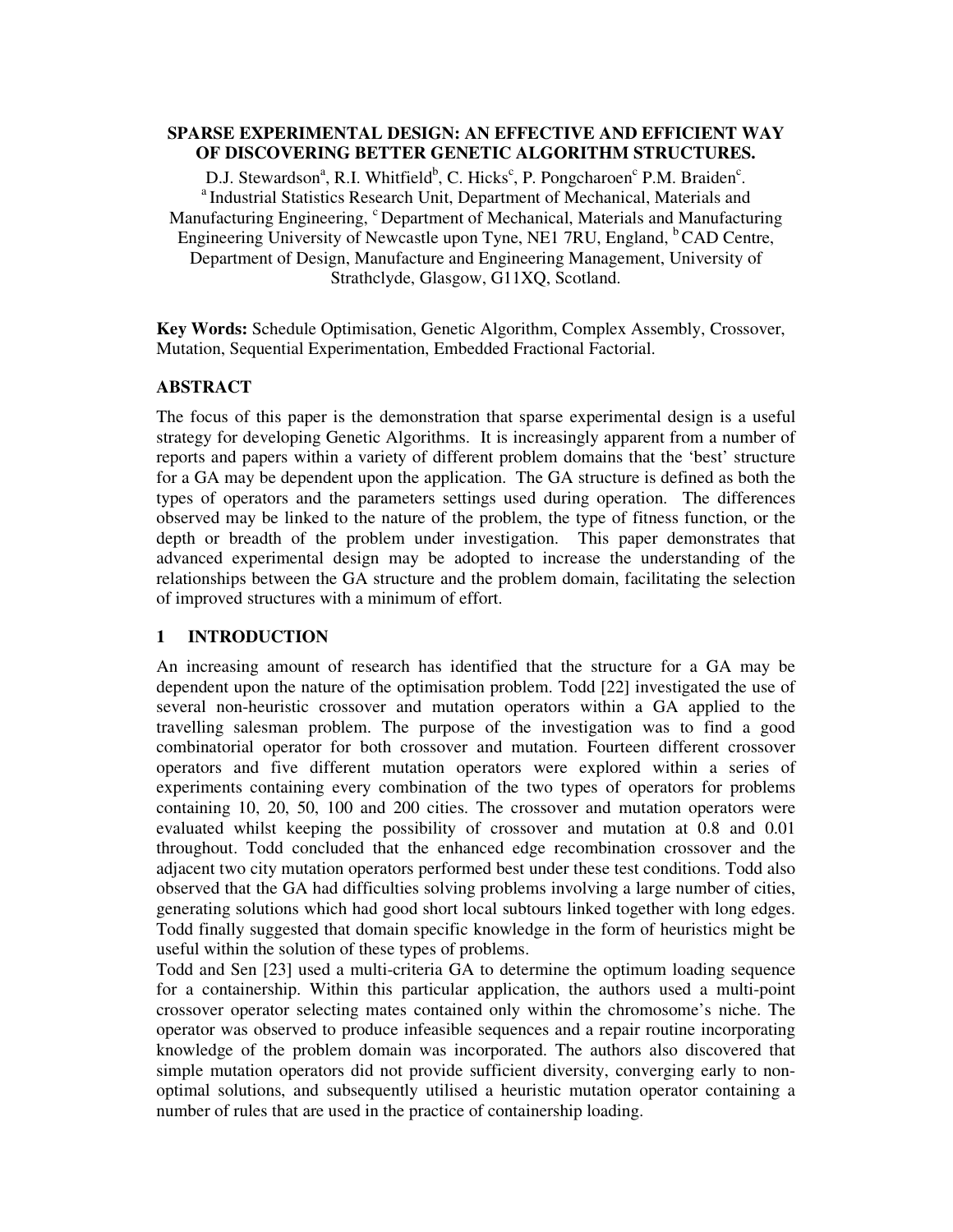# SPARSE EXPERIMENTAL DESIGN: AN EFFECTIVE AND EFFICIENT WAY OF DISCOVERING BETTER GENETIC ALGORITHM STRUCTURES.

D.J. Stewardson[a], R.I. Whitfield[b], C. Hicks[c], P. Pongcharoen[c] P.M. Braiden[c].
[a] Industrial Statistics Research Unit, Department of Mechanical, Materials and Manufacturing Engineering, [c] Department of Mechanical, Materials and Manufacturing Engineering University of Newcastle upon Tyne, NE1 7RU, England, [b] CAD Centre, Department of Design, Manufacture and Engineering Management, University of Strathclyde, Glasgow, G11XQ, Scotland.

**Key Words:** Schedule Optimisation, Genetic Algorithm, Complex Assembly, Crossover, Mutation, Sequential Experimentation, Embedded Fractional Factorial.

## ABSTRACT

The focus of this paper is the demonstration that sparse experimental design is a useful strategy for developing Genetic Algorithms. It is increasingly apparent from a number of reports and papers within a variety of different problem domains that the 'best' structure for a GA may be dependent upon the application. The GA structure is defined as both the types of operators and the parameters settings used during operation. The differences observed may be linked to the nature of the problem, the type of fitness function, or the depth or breadth of the problem under investigation. This paper demonstrates that advanced experimental design may be adopted to increase the understanding of the relationships between the GA structure and the problem domain, facilitating the selection of improved structures with a minimum of effort.

## 1 INTRODUCTION

An increasing amount of research has identified that the structure for a GA may be dependent upon the nature of the optimisation problem. Todd [22] investigated the use of several non-heuristic crossover and mutation operators within a GA applied to the travelling salesman problem. The purpose of the investigation was to find a good combinatorial operator for both crossover and mutation. Fourteen different crossover operators and five different mutation operators were explored within a series of experiments containing every combination of the two types of operators for problems containing 10, 20, 50, 100 and 200 cities. The crossover and mutation operators were evaluated whilst keeping the possibility of crossover and mutation at 0.8 and 0.01 throughout. Todd concluded that the enhanced edge recombination crossover and the adjacent two city mutation operators performed best under these test conditions. Todd also observed that the GA had difficulties solving problems involving a large number of cities, generating solutions which had good short local subtours linked together with long edges. Todd finally suggested that domain specific knowledge in the form of heuristics might be useful within the solution of these types of problems.

Todd and Sen [23] used a multi-criteria GA to determine the optimum loading sequence for a containership. Within this particular application, the authors used a multi-point crossover operator selecting mates contained only within the chromosome's niche. The operator was observed to produce infeasible sequences and a repair routine incorporating knowledge of the problem domain was incorporated. The authors also discovered that simple mutation operators did not provide sufficient diversity, converging early to non-optimal solutions, and subsequently utilised a heuristic mutation operator containing a number of rules that are used in the practice of containership loading.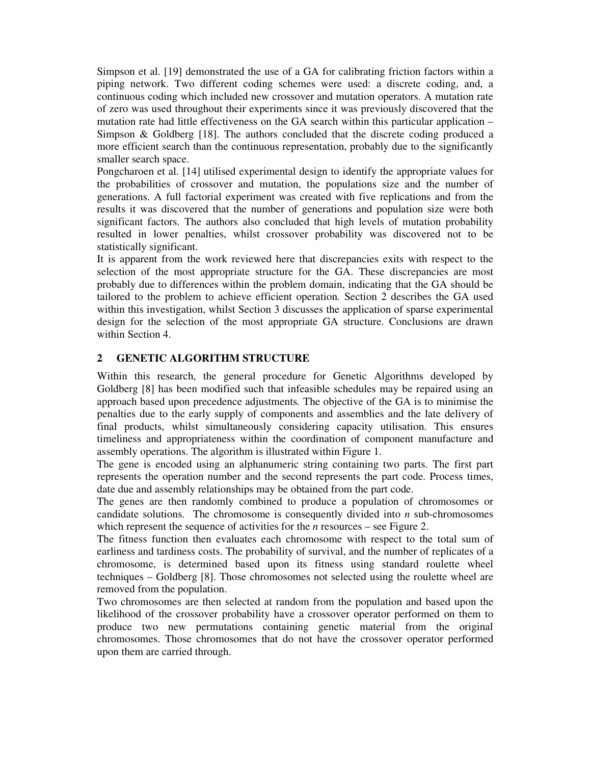Simpson et al. [19] demonstrated the use of a GA for calibrating friction factors within a piping network. Two different coding schemes were used: a discrete coding, and, a continuous coding which included new crossover and mutation operators. A mutation rate of zero was used throughout their experiments since it was previously discovered that the mutation rate had little effectiveness on the GA search within this particular application – Simpson & Goldberg [18]. The authors concluded that the discrete coding produced a more efficient search than the continuous representation, probably due to the significantly smaller search space.

Pongcharoen et al. [14] utilised experimental design to identify the appropriate values for the probabilities of crossover and mutation, the populations size and the number of generations. A full factorial experiment was created with five replications and from the results it was discovered that the number of generations and population size were both significant factors. The authors also concluded that high levels of mutation probability resulted in lower penalties, whilst crossover probability was discovered not to be statistically significant.

It is apparent from the work reviewed here that discrepancies exits with respect to the selection of the most appropriate structure for the GA. These discrepancies are most probably due to differences within the problem domain, indicating that the GA should be tailored to the problem to achieve efficient operation. Section 2 describes the GA used within this investigation, whilst Section 3 discusses the application of sparse experimental design for the selection of the most appropriate GA structure. Conclusions are drawn within Section 4.

## 2 GENETIC ALGORITHM STRUCTURE

Within this research, the general procedure for Genetic Algorithms developed by Goldberg [8] has been modified such that infeasible schedules may be repaired using an approach based upon precedence adjustments. The objective of the GA is to minimise the penalties due to the early supply of components and assemblies and the late delivery of final products, whilst simultaneously considering capacity utilisation. This ensures timeliness and appropriateness within the coordination of component manufacture and assembly operations. The algorithm is illustrated within Figure 1.

The gene is encoded using an alphanumeric string containing two parts. The first part represents the operation number and the second represents the part code. Process times, date due and assembly relationships may be obtained from the part code.

The genes are then randomly combined to produce a population of chromosomes or candidate solutions. The chromosome is consequently divided into *n* sub-chromosomes which represent the sequence of activities for the *n* resources – see Figure 2.

The fitness function then evaluates each chromosome with respect to the total sum of earliness and tardiness costs. The probability of survival, and the number of replicates of a chromosome, is determined based upon its fitness using standard roulette wheel techniques – Goldberg [8]. Those chromosomes not selected using the roulette wheel are removed from the population.

Two chromosomes are then selected at random from the population and based upon the likelihood of the crossover probability have a crossover operator performed on them to produce two new permutations containing genetic material from the original chromosomes. Those chromosomes that do not have the crossover operator performed upon them are carried through.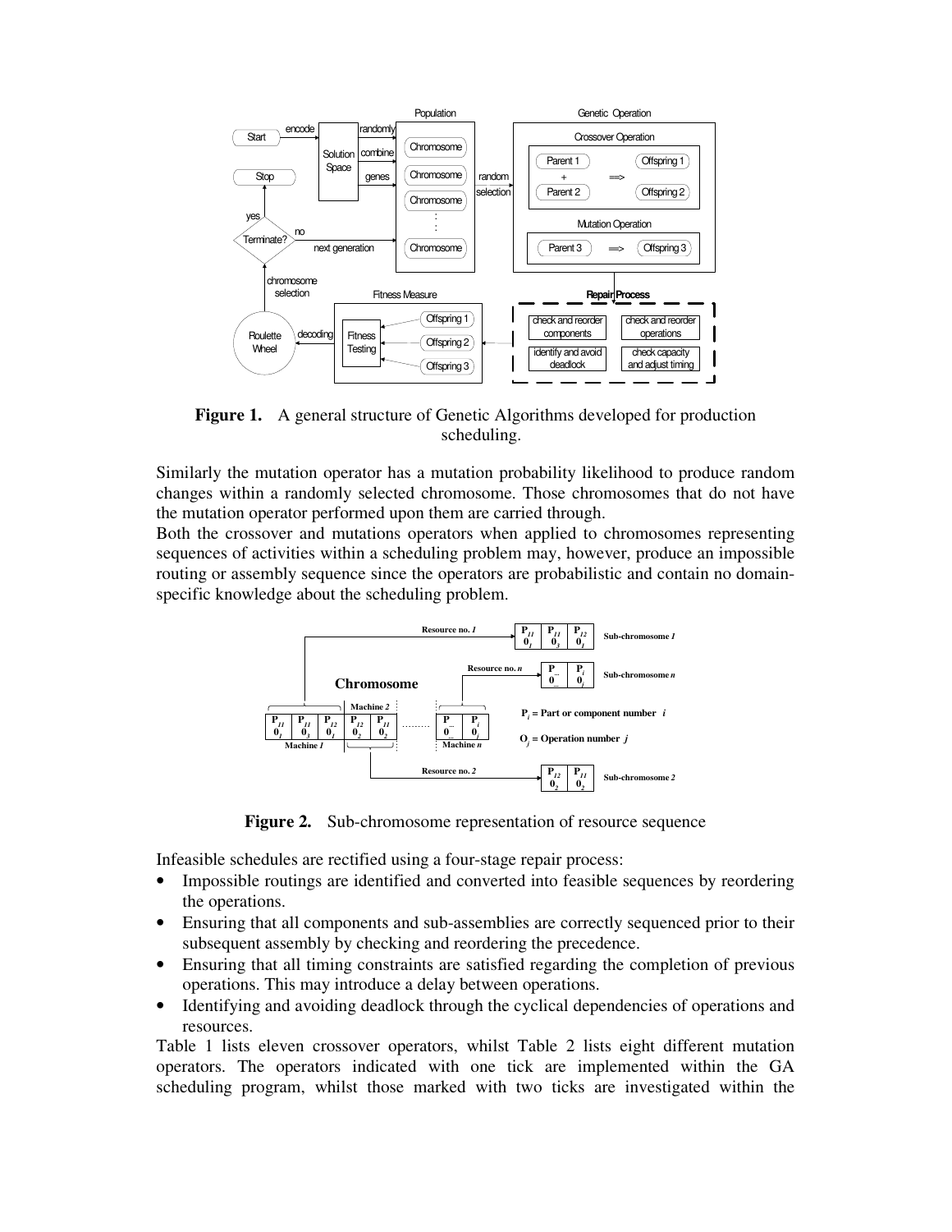**Figure 1.** A general structure of Genetic Algorithms developed for production scheduling.

Similarly the mutation operator has a mutation probability likelihood to produce random changes within a randomly selected chromosome. Those chromosomes that do not have the mutation operator performed upon them are carried through.

Both the crossover and mutations operators when applied to chromosomes representing sequences of activities within a scheduling problem may, however, produce an impossible routing or assembly sequence since the operators are probabilistic and contain no domain-specific knowledge about the scheduling problem.

**Figure 2.** Sub-chromosome representation of resource sequence

Infeasible schedules are rectified using a four-stage repair process:

- Impossible routings are identified and converted into feasible sequences by reordering the operations.
- Ensuring that all components and sub-assemblies are correctly sequenced prior to their subsequent assembly by checking and reordering the precedence.
- Ensuring that all timing constraints are satisfied regarding the completion of previous operations. This may introduce a delay between operations.
- Identifying and avoiding deadlock through the cyclical dependencies of operations and resources.

Table 1 lists eleven crossover operators, whilst Table 2 lists eight different mutation operators. The operators indicated with one tick are implemented within the GA scheduling program, whilst those marked with two ticks are investigated within the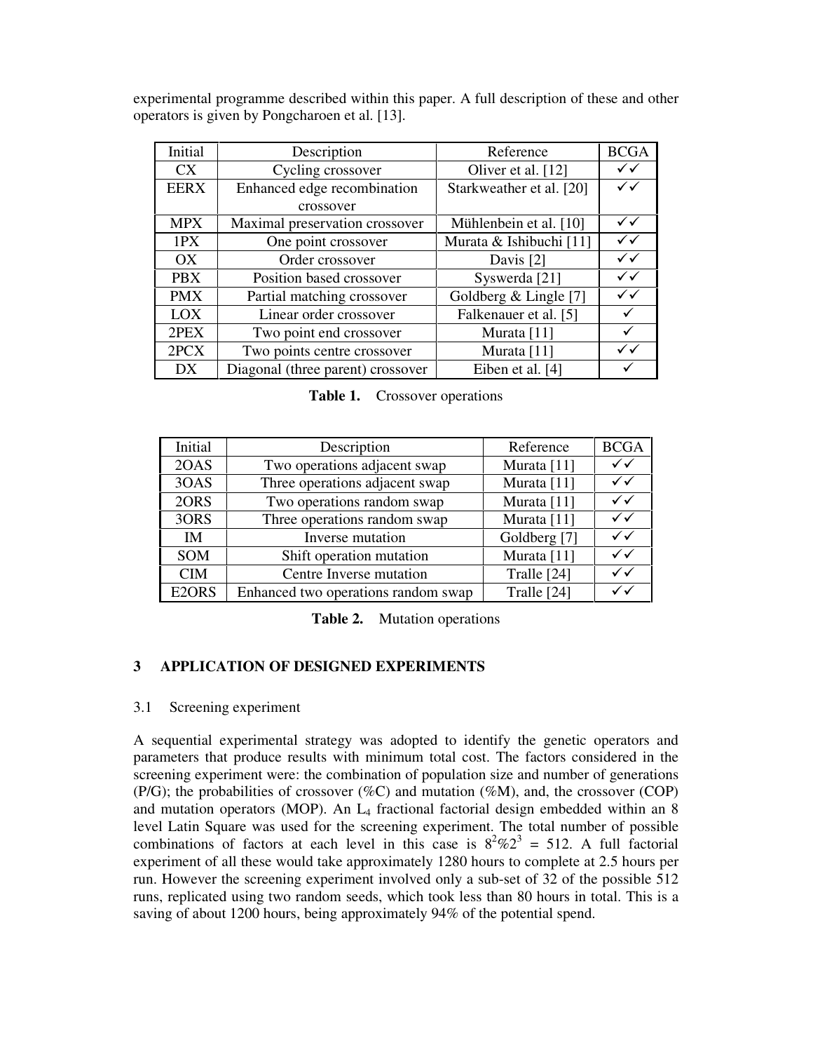experimental programme described within this paper. A full description of these and other operators is given by Pongcharoen et al. [13].

| Initial | Description | Reference | BCGA |
|---|---|---|---|
| CX | Cycling crossover | Oliver et al. [12] | ✓✓ |
| EERX | Enhanced edge recombination crossover | Starkweather et al. [20] | ✓✓ |
| MPX | Maximal preservation crossover | Mühlenbein et al. [10] | ✓✓ |
| 1PX | One point crossover | Murata & Ishibuchi [11] | ✓✓ |
| OX | Order crossover | Davis [2] | ✓✓ |
| PBX | Position based crossover | Syswerda [21] | ✓✓ |
| PMX | Partial matching crossover | Goldberg & Lingle [7] | ✓✓ |
| LOX | Linear order crossover | Falkenauer et al. [5] | ✓ |
| 2PEX | Two point end crossover | Murata [11] | ✓ |
| 2PCX | Two points centre crossover | Murata [11] | ✓✓ |
| DX | Diagonal (three parent) crossover | Eiben et al. [4] | ✓ |

**Table 1.** Crossover operations

| Initial | Description | Reference | BCGA |
|---|---|---|---|
| 2OAS | Two operations adjacent swap | Murata [11] | ✓✓ |
| 3OAS | Three operations adjacent swap | Murata [11] | ✓✓ |
| 2ORS | Two operations random swap | Murata [11] | ✓✓ |
| 3ORS | Three operations random swap | Murata [11] | ✓✓ |
| IM | Inverse mutation | Goldberg [7] | ✓✓ |
| SOM | Shift operation mutation | Murata [11] | ✓✓ |
| CIM | Centre Inverse mutation | Tralle [24] | ✓✓ |
| E2ORS | Enhanced two operations random swap | Tralle [24] | ✓✓ |

**Table 2.** Mutation operations

## 3 APPLICATION OF DESIGNED EXPERIMENTS

### 3.1 Screening experiment

A sequential experimental strategy was adopted to identify the genetic operators and parameters that produce results with minimum total cost. The factors considered in the screening experiment were: the combination of population size and number of generations (P/G); the probabilities of crossover (%C) and mutation (%M), and, the crossover (COP) and mutation operators (MOP). An $L_4$ fractional factorial design embedded within an 8 level Latin Square was used for the screening experiment. The total number of possible combinations of factors at each level in this case is $8^2\%2^3$ = 512. A full factorial experiment of all these would take approximately 1280 hours to complete at 2.5 hours per run. However the screening experiment involved only a sub-set of 32 of the possible 512 runs, replicated using two random seeds, which took less than 80 hours in total. This is a saving of about 1200 hours, being approximately 94% of the potential spend.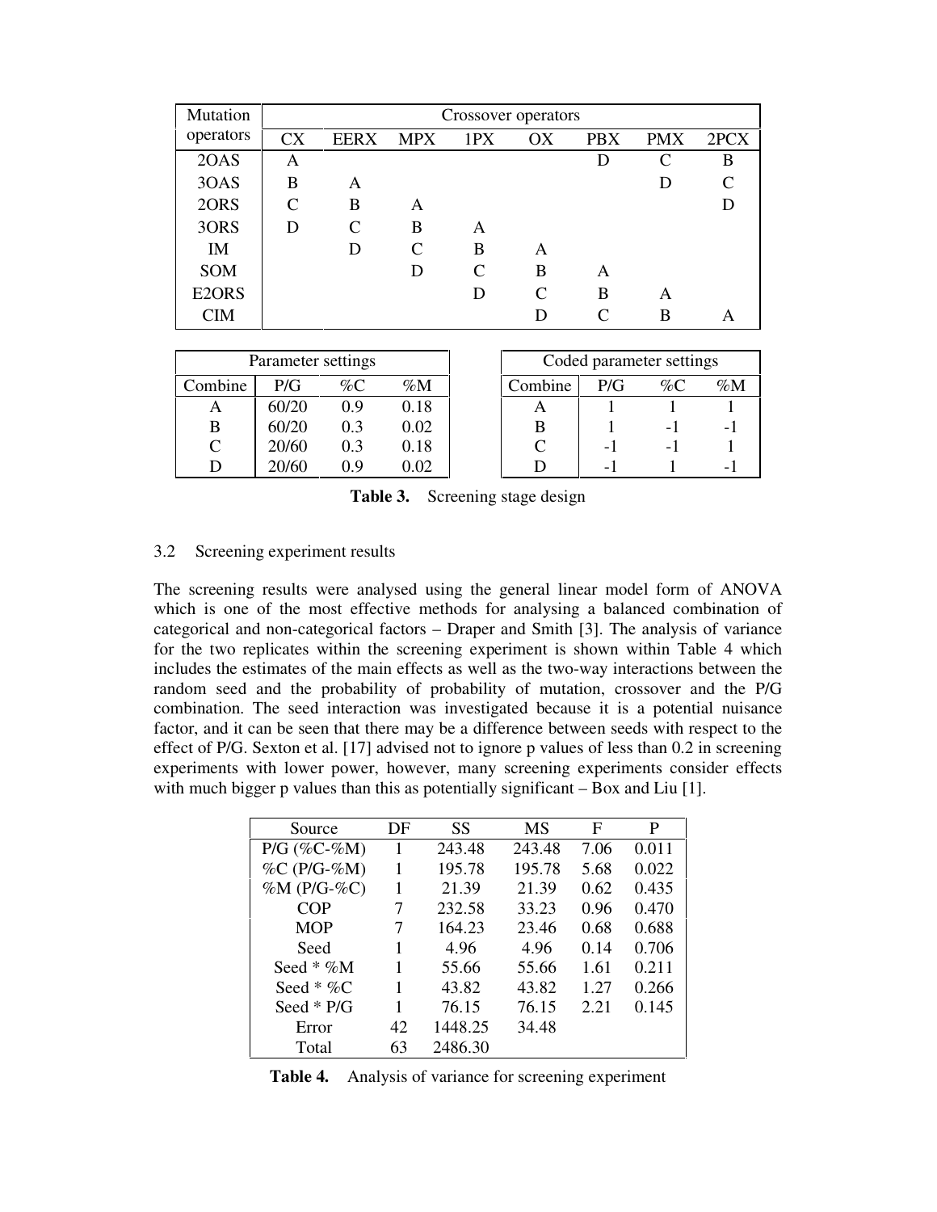| Mutation operators | Crossover operators | | | | | | | |
|---|---|---|---|---|---|---|---|---|
| | CX | EERX | MPX | 1PX | OX | PBX | PMX | 2PCX |
| 2OAS | A | | | | | D | C | B |
| 3OAS | B | A | | | | | D | C |
| 2ORS | C | B | A | | | | | D |
| 3ORS | D | C | B | A | | | | |
| IM | | D | C | B | A | | | |
| SOM | | | D | C | B | A | | |
| E2ORS | | | | D | C | B | A | |
| CIM | | | | | D | C | B | A |

| Parameter settings | | | |
|---|---|---|---|
| Combine | P/G | %C | %M |
| A | 60/20 | 0.9 | 0.18 |
| B | 60/20 | 0.3 | 0.02 |
| C | 20/60 | 0.3 | 0.18 |
| D | 20/60 | 0.9 | 0.02 |

| Coded parameter settings | | | |
|---|---|---|---|
| Combine | P/G | %C | %M |
| A | 1 | 1 | 1 |
| B | 1 | -1 | -1 |
| C | -1 | -1 | 1 |
| D | -1 | 1 | -1 |

**Table 3.** Screening stage design

### 3.2 Screening experiment results

The screening results were analysed using the general linear model form of ANOVA which is one of the most effective methods for analysing a balanced combination of categorical and non-categorical factors – Draper and Smith [3]. The analysis of variance for the two replicates within the screening experiment is shown within Table 4 which includes the estimates of the main effects as well as the two-way interactions between the random seed and the probability of probability of mutation, crossover and the P/G combination. The seed interaction was investigated because it is a potential nuisance factor, and it can be seen that there may be a difference between seeds with respect to the effect of P/G. Sexton et al. [17] advised not to ignore p values of less than 0.2 in screening experiments with lower power, however, many screening experiments consider effects with much bigger p values than this as potentially significant – Box and Liu [1].

| Source | DF | SS | MS | F | P |
|---|---|---|---|---|---|
| P/G (%C-%M) | 1 | 243.48 | 243.48 | 7.06 | 0.011 |
| %C (P/G-%M) | 1 | 195.78 | 195.78 | 5.68 | 0.022 |
| %M (P/G-%C) | 1 | 21.39 | 21.39 | 0.62 | 0.435 |
| COP | 7 | 232.58 | 33.23 | 0.96 | 0.470 |
| MOP | 7 | 164.23 | 23.46 | 0.68 | 0.688 |
| Seed | 1 | 4.96 | 4.96 | 0.14 | 0.706 |
| Seed * %M | 1 | 55.66 | 55.66 | 1.61 | 0.211 |
| Seed * %C | 1 | 43.82 | 43.82 | 1.27 | 0.266 |
| Seed * P/G | 1 | 76.15 | 76.15 | 2.21 | 0.145 |
| Error | 42 | 1448.25 | 34.48 | | |
| Total | 63 | 2486.30 | | | |

**Table 4.** Analysis of variance for screening experiment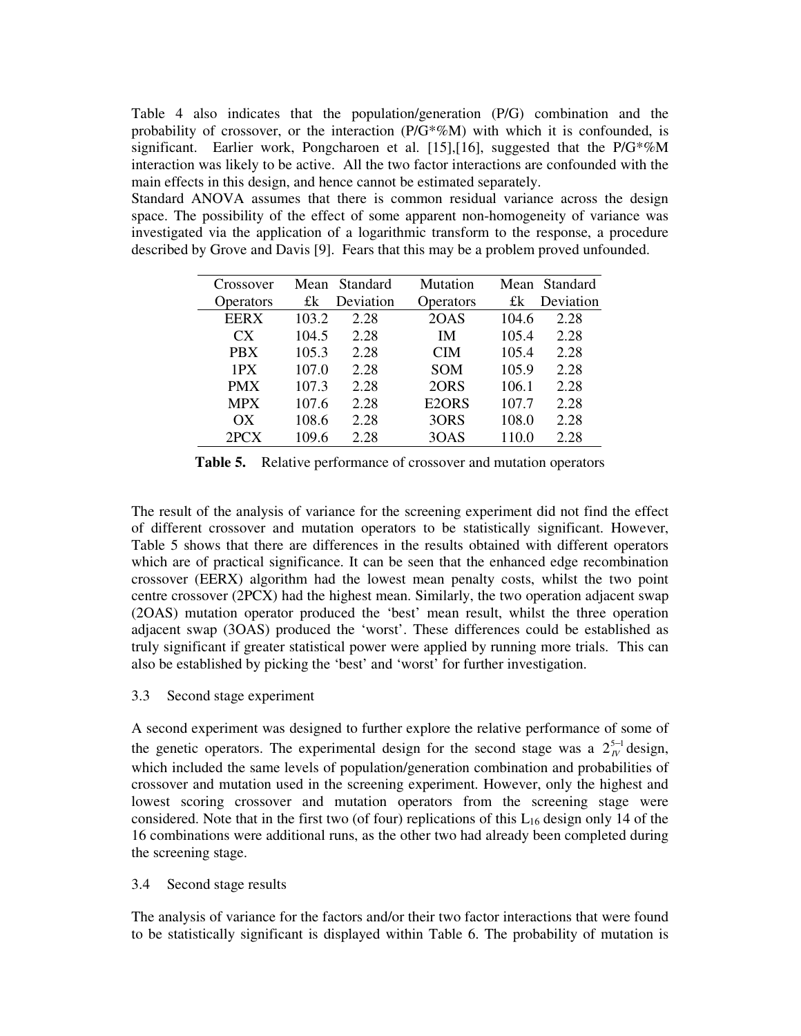Table 4 also indicates that the population/generation (P/G) combination and the probability of crossover, or the interaction (P/G*%M) with which it is confounded, is significant. Earlier work, Pongcharoen et al. [15],[16], suggested that the P/G*%M interaction was likely to be active. All the two factor interactions are confounded with the main effects in this design, and hence cannot be estimated separately.

Standard ANOVA assumes that there is common residual variance across the design space. The possibility of the effect of some apparent non-homogeneity of variance was investigated via the application of a logarithmic transform to the response, a procedure described by Grove and Davis [9]. Fears that this may be a problem proved unfounded.

| Crossover Operators | Mean £k | Standard Deviation | Mutation Operators | Mean £k | Standard Deviation |
|---|---|---|---|---|---|
| EERX | 103.2 | 2.28 | 2OAS | 104.6 | 2.28 |
| CX | 104.5 | 2.28 | IM | 105.4 | 2.28 |
| PBX | 105.3 | 2.28 | CIM | 105.4 | 2.28 |
| 1PX | 107.0 | 2.28 | SOM | 105.9 | 2.28 |
| PMX | 107.3 | 2.28 | 2ORS | 106.1 | 2.28 |
| MPX | 107.6 | 2.28 | E2ORS | 107.7 | 2.28 |
| OX | 108.6 | 2.28 | 3ORS | 108.0 | 2.28 |
| 2PCX | 109.6 | 2.28 | 3OAS | 110.0 | 2.28 |

**Table 5.** Relative performance of crossover and mutation operators

The result of the analysis of variance for the screening experiment did not find the effect of different crossover and mutation operators to be statistically significant. However, Table 5 shows that there are differences in the results obtained with different operators which are of practical significance. It can be seen that the enhanced edge recombination crossover (EERX) algorithm had the lowest mean penalty costs, whilst the two point centre crossover (2PCX) had the highest mean. Similarly, the two operation adjacent swap (2OAS) mutation operator produced the 'best' mean result, whilst the three operation adjacent swap (3OAS) produced the 'worst'. These differences could be established as truly significant if greater statistical power were applied by running more trials. This can also be established by picking the 'best' and 'worst' for further investigation.

### 3.3 Second stage experiment

A second experiment was designed to further explore the relative performance of some of the genetic operators. The experimental design for the second stage was a $2_{IV}^{5-1}$ design, which included the same levels of population/generation combination and probabilities of crossover and mutation used in the screening experiment. However, only the highest and lowest scoring crossover and mutation operators from the screening stage were considered. Note that in the first two (of four) replications of this $L_{16}$ design only 14 of the 16 combinations were additional runs, as the other two had already been completed during the screening stage.

### 3.4 Second stage results

The analysis of variance for the factors and/or their two factor interactions that were found to be statistically significant is displayed within Table 6. The probability of mutation is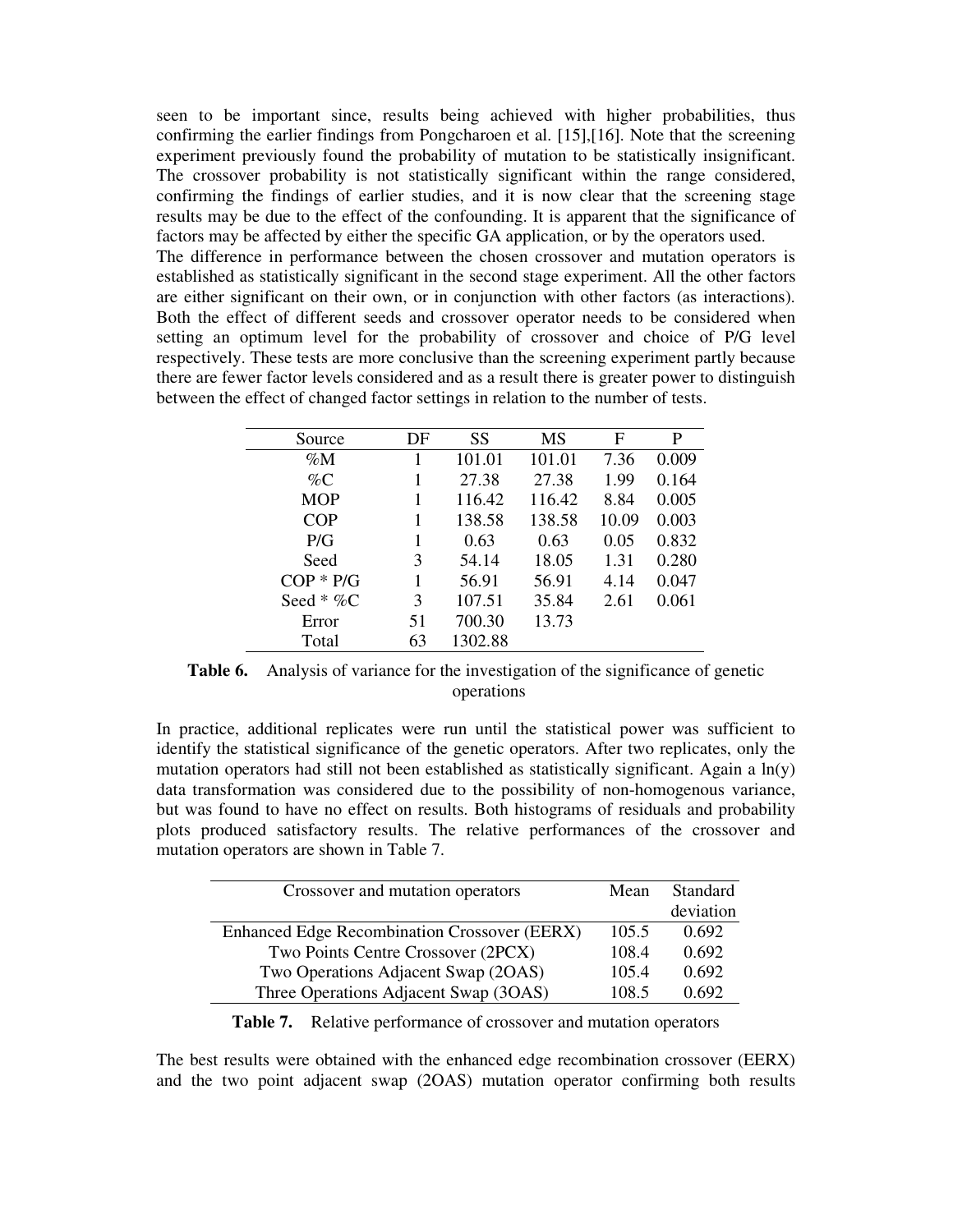seen to be important since, results being achieved with higher probabilities, thus confirming the earlier findings from Pongcharoen et al. [15],[16]. Note that the screening experiment previously found the probability of mutation to be statistically insignificant. The crossover probability is not statistically significant within the range considered, confirming the findings of earlier studies, and it is now clear that the screening stage results may be due to the effect of the confounding. It is apparent that the significance of factors may be affected by either the specific GA application, or by the operators used.

The difference in performance between the chosen crossover and mutation operators is established as statistically significant in the second stage experiment. All the other factors are either significant on their own, or in conjunction with other factors (as interactions). Both the effect of different seeds and crossover operator needs to be considered when setting an optimum level for the probability of crossover and choice of P/G level respectively. These tests are more conclusive than the screening experiment partly because there are fewer factor levels considered and as a result there is greater power to distinguish between the effect of changed factor settings in relation to the number of tests.

| Source | DF | SS | MS | F | P |
|---|---|---|---|---|---|
| %M | 1 | 101.01 | 101.01 | 7.36 | 0.009 |
| %C | 1 | 27.38 | 27.38 | 1.99 | 0.164 |
| MOP | 1 | 116.42 | 116.42 | 8.84 | 0.005 |
| COP | 1 | 138.58 | 138.58 | 10.09 | 0.003 |
| P/G | 1 | 0.63 | 0.63 | 0.05 | 0.832 |
| Seed | 3 | 54.14 | 18.05 | 1.31 | 0.280 |
| COP * P/G | 1 | 56.91 | 56.91 | 4.14 | 0.047 |
| Seed * %C | 3 | 107.51 | 35.84 | 2.61 | 0.061 |
| Error | 51 | 700.30 | 13.73 | | |
| Total | 63 | 1302.88 | | | |

**Table 6.** Analysis of variance for the investigation of the significance of genetic operations

In practice, additional replicates were run until the statistical power was sufficient to identify the statistical significance of the genetic operators. After two replicates, only the mutation operators had still not been established as statistically significant. Again a ln(y) data transformation was considered due to the possibility of non-homogenous variance, but was found to have no effect on results. Both histograms of residuals and probability plots produced satisfactory results. The relative performances of the crossover and mutation operators are shown in Table 7.

| Crossover and mutation operators | Mean | Standard deviation |
|---|---|---|
| Enhanced Edge Recombination Crossover (EERX) | 105.5 | 0.692 |
| Two Points Centre Crossover (2PCX) | 108.4 | 0.692 |
| Two Operations Adjacent Swap (2OAS) | 105.4 | 0.692 |
| Three Operations Adjacent Swap (3OAS) | 108.5 | 0.692 |

**Table 7.** Relative performance of crossover and mutation operators

The best results were obtained with the enhanced edge recombination crossover (EERX) and the two point adjacent swap (2OAS) mutation operator confirming both results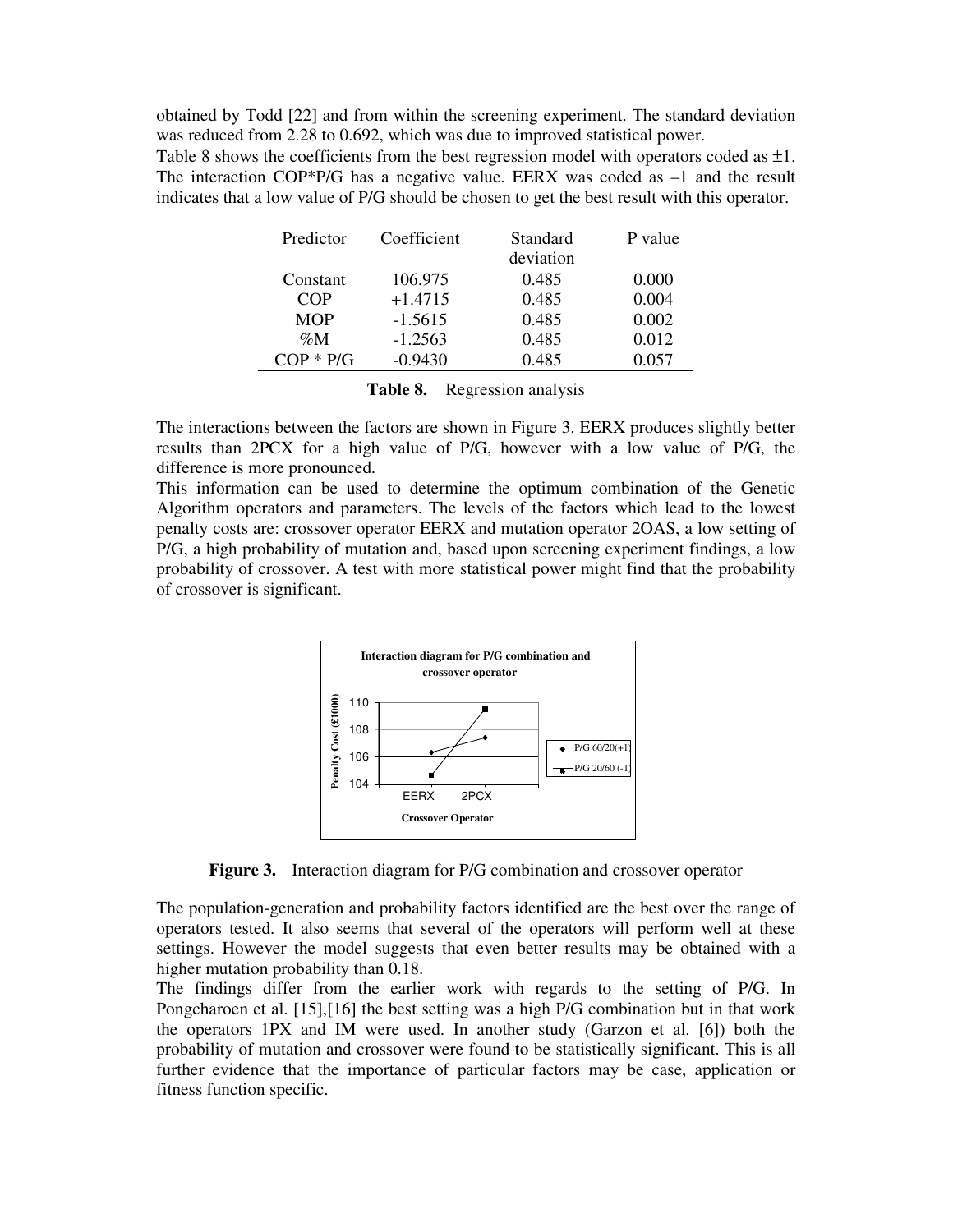obtained by Todd [22] and from within the screening experiment. The standard deviation was reduced from 2.28 to 0.692, which was due to improved statistical power.

Table 8 shows the coefficients from the best regression model with operators coded as ±1. The interaction COP*P/G has a negative value. EERX was coded as –1 and the result indicates that a low value of P/G should be chosen to get the best result with this operator.

| Predictor | Coefficient | Standard deviation | P value |
|---|---|---|---|
| Constant | 106.975 | 0.485 | 0.000 |
| COP | +1.4715 | 0.485 | 0.004 |
| MOP | -1.5615 | 0.485 | 0.002 |
| %M | -1.2563 | 0.485 | 0.012 |
| COP * P/G | -0.9430 | 0.485 | 0.057 |

**Table 8.** Regression analysis

The interactions between the factors are shown in Figure 3. EERX produces slightly better results than 2PCX for a high value of P/G, however with a low value of P/G, the difference is more pronounced.

This information can be used to determine the optimum combination of the Genetic Algorithm operators and parameters. The levels of the factors which lead to the lowest penalty costs are: crossover operator EERX and mutation operator 2OAS, a low setting of P/G, a high probability of mutation and, based upon screening experiment findings, a low probability of crossover. A test with more statistical power might find that the probability of crossover is significant.

**Figure 3.** Interaction diagram for P/G combination and crossover operator

The population-generation and probability factors identified are the best over the range of operators tested. It also seems that several of the operators will perform well at these settings. However the model suggests that even better results may be obtained with a higher mutation probability than 0.18.

The findings differ from the earlier work with regards to the setting of P/G. In Pongcharoen et al. [15],[16] the best setting was a high P/G combination but in that work the operators 1PX and IM were used. In another study (Garzon et al. [6]) both the probability of mutation and crossover were found to be statistically significant. This is all further evidence that the importance of particular factors may be case, application or fitness function specific.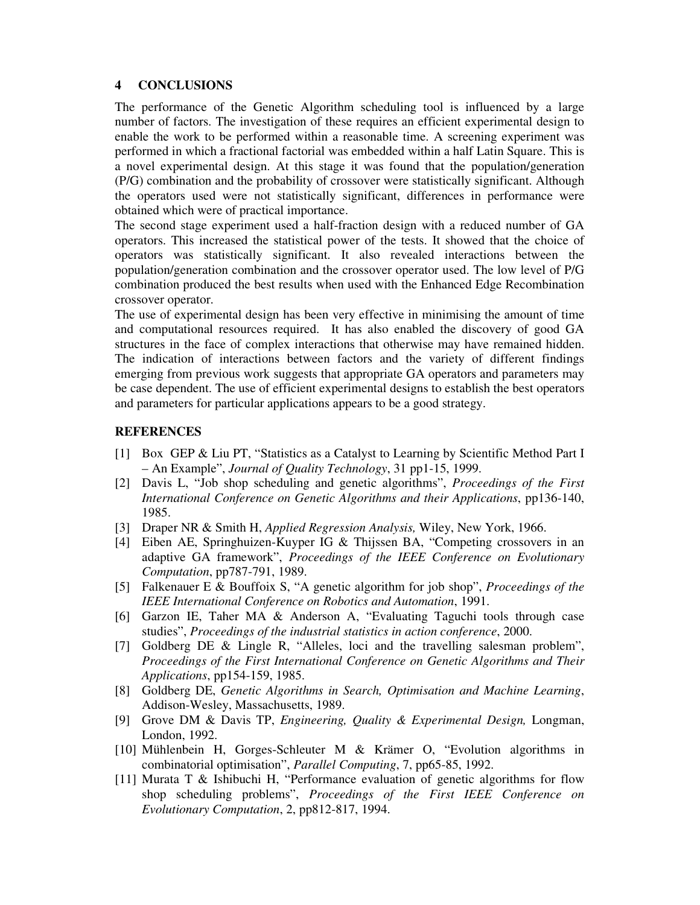## 4 CONCLUSIONS

The performance of the Genetic Algorithm scheduling tool is influenced by a large number of factors. The investigation of these requires an efficient experimental design to enable the work to be performed within a reasonable time. A screening experiment was performed in which a fractional factorial was embedded within a half Latin Square. This is a novel experimental design. At this stage it was found that the population/generation (P/G) combination and the probability of crossover were statistically significant. Although the operators used were not statistically significant, differences in performance were obtained which were of practical importance.

The second stage experiment used a half-fraction design with a reduced number of GA operators. This increased the statistical power of the tests. It showed that the choice of operators was statistically significant. It also revealed interactions between the population/generation combination and the crossover operator used. The low level of P/G combination produced the best results when used with the Enhanced Edge Recombination crossover operator.

The use of experimental design has been very effective in minimising the amount of time and computational resources required. It has also enabled the discovery of good GA structures in the face of complex interactions that otherwise may have remained hidden. The indication of interactions between factors and the variety of different findings emerging from previous work suggests that appropriate GA operators and parameters may be case dependent. The use of efficient experimental designs to establish the best operators and parameters for particular applications appears to be a good strategy.

## REFERENCES

[1] Box GEP & Liu PT, "Statistics as a Catalyst to Learning by Scientific Method Part I – An Example", *Journal of Quality Technology*, 31 pp1-15, 1999.

[2] Davis L, "Job shop scheduling and genetic algorithms", *Proceedings of the First International Conference on Genetic Algorithms and their Applications*, pp136-140, 1985.

[3] Draper NR & Smith H, *Applied Regression Analysis,* Wiley, New York, 1966.

[4] Eiben AE, Springhuizen-Kuyper IG & Thijssen BA, "Competing crossovers in an adaptive GA framework", *Proceedings of the IEEE Conference on Evolutionary Computation*, pp787-791, 1989.

[5] Falkenauer E & Bouffoix S, "A genetic algorithm for job shop", *Proceedings of the IEEE International Conference on Robotics and Automation*, 1991.

[6] Garzon IE, Taher MA & Anderson A, "Evaluating Taguchi tools through case studies", *Proceedings of the industrial statistics in action conference*, 2000.

[7] Goldberg DE & Lingle R, "Alleles, loci and the travelling salesman problem", *Proceedings of the First International Conference on Genetic Algorithms and Their Applications*, pp154-159, 1985.

[8] Goldberg DE, *Genetic Algorithms in Search, Optimisation and Machine Learning*, Addison-Wesley, Massachusetts, 1989.

[9] Grove DM & Davis TP, *Engineering, Quality & Experimental Design,* Longman, London, 1992.

[10] Mühlenbein H, Gorges-Schleuter M & Krämer O, "Evolution algorithms in combinatorial optimisation", *Parallel Computing*, 7, pp65-85, 1992.

[11] Murata T & Ishibuchi H, "Performance evaluation of genetic algorithms for flow shop scheduling problems", *Proceedings of the First IEEE Conference on Evolutionary Computation*, 2, pp812-817, 1994.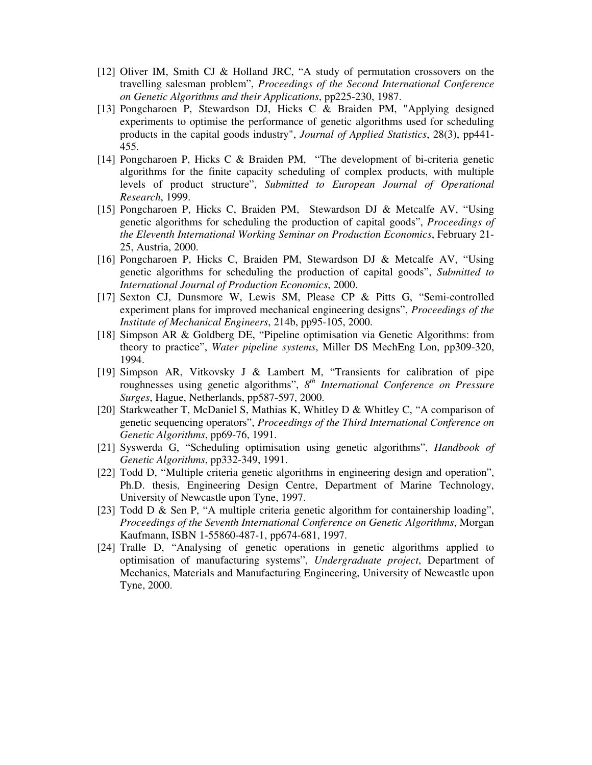[12] Oliver IM, Smith CJ & Holland JRC, "A study of permutation crossovers on the travelling salesman problem", *Proceedings of the Second International Conference on Genetic Algorithms and their Applications*, pp225-230, 1987.

[13] Pongcharoen P, Stewardson DJ, Hicks C & Braiden PM, "Applying designed experiments to optimise the performance of genetic algorithms used for scheduling products in the capital goods industry", *Journal of Applied Statistics*, 28(3), pp441-455.

[14] Pongcharoen P, Hicks C & Braiden PM, "The development of bi-criteria genetic algorithms for the finite capacity scheduling of complex products, with multiple levels of product structure", *Submitted to European Journal of Operational Research*, 1999.

[15] Pongcharoen P, Hicks C, Braiden PM, Stewardson DJ & Metcalfe AV, "Using genetic algorithms for scheduling the production of capital goods", *Proceedings of the Eleventh International Working Seminar on Production Economics*, February 21-25, Austria, 2000.

[16] Pongcharoen P, Hicks C, Braiden PM, Stewardson DJ & Metcalfe AV, "Using genetic algorithms for scheduling the production of capital goods", *Submitted to International Journal of Production Economics*, 2000.

[17] Sexton CJ, Dunsmore W, Lewis SM, Please CP & Pitts G, "Semi-controlled experiment plans for improved mechanical engineering designs", *Proceedings of the Institute of Mechanical Engineers*, 214b, pp95-105, 2000.

[18] Simpson AR & Goldberg DE, "Pipeline optimisation via Genetic Algorithms: from theory to practice", *Water pipeline systems*, Miller DS MechEng Lon, pp309-320, 1994.

[19] Simpson AR, Vitkovsky J & Lambert M, "Transients for calibration of pipe roughnesses using genetic algorithms", *8th International Conference on Pressure Surges*, Hague, Netherlands, pp587-597, 2000.

[20] Starkweather T, McDaniel S, Mathias K, Whitley D & Whitley C, "A comparison of genetic sequencing operators", *Proceedings of the Third International Conference on Genetic Algorithms*, pp69-76, 1991.

[21] Syswerda G, "Scheduling optimisation using genetic algorithms", *Handbook of Genetic Algorithms*, pp332-349, 1991.

[22] Todd D, "Multiple criteria genetic algorithms in engineering design and operation", Ph.D. thesis, Engineering Design Centre, Department of Marine Technology, University of Newcastle upon Tyne, 1997.

[23] Todd D & Sen P, "A multiple criteria genetic algorithm for containership loading", *Proceedings of the Seventh International Conference on Genetic Algorithms*, Morgan Kaufmann, ISBN 1-55860-487-1, pp674-681, 1997.

[24] Tralle D, "Analysing of genetic operations in genetic algorithms applied to optimisation of manufacturing systems", *Undergraduate project*, Department of Mechanics, Materials and Manufacturing Engineering, University of Newcastle upon Tyne, 2000.